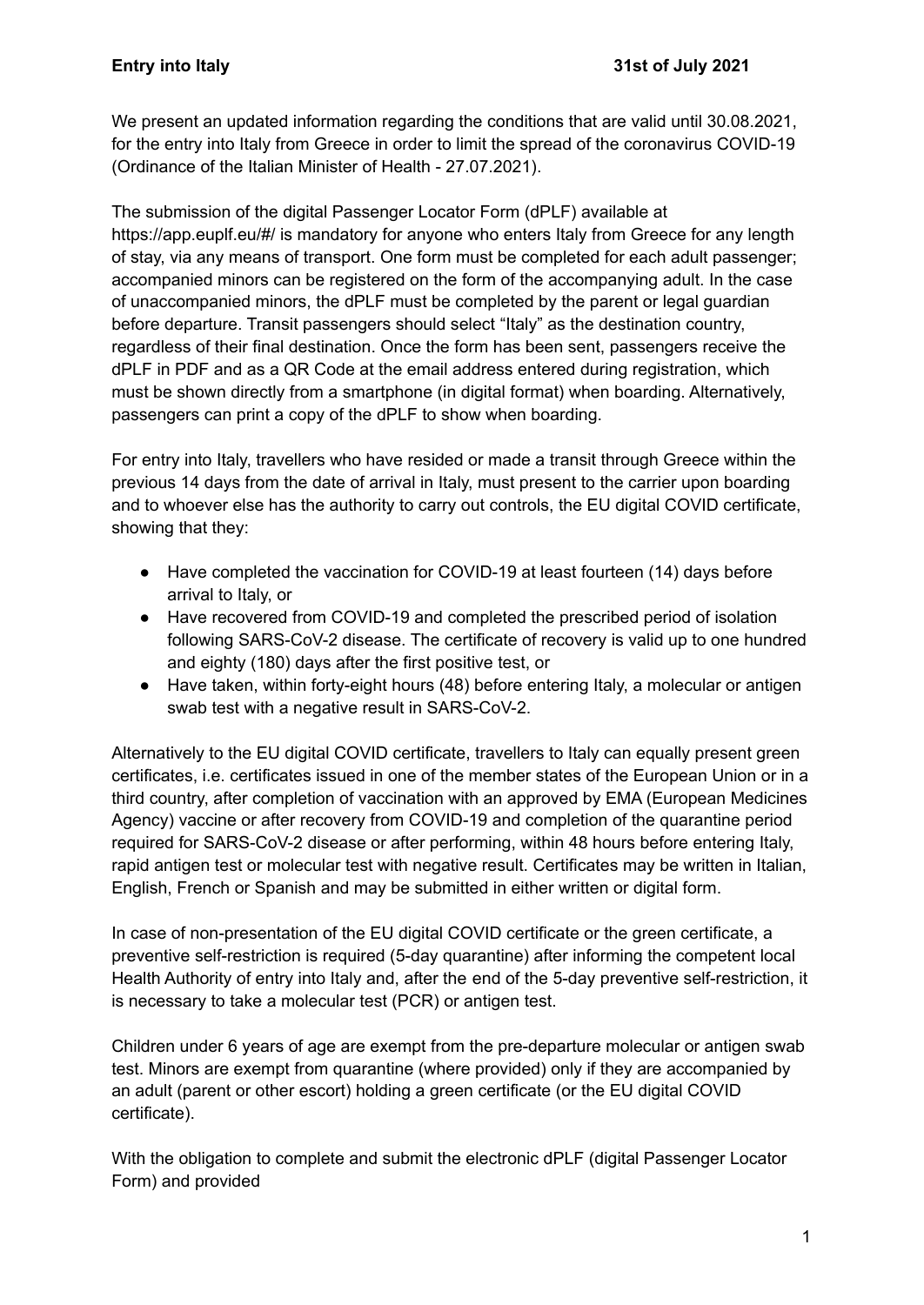**Entry into Italy** **31st of July 2021**

We present an updated information regarding the conditions that are valid until 30.08.2021, for the entry into Italy from Greece in order to limit the spread of the coronavirus COVID-19 (Ordinance of the Italian Minister of Health - 27.07.2021).

The submission of the digital Passenger Locator Form (dPLF) available at https://app.euplf.eu/#/ is mandatory for anyone who enters Italy from Greece for any length of stay, via any means of transport. One form must be completed for each adult passenger; accompanied minors can be registered on the form of the accompanying adult. In the case of unaccompanied minors, the dPLF must be completed by the parent or legal guardian before departure. Transit passengers should select "Italy" as the destination country, regardless of their final destination. Once the form has been sent, passengers receive the dPLF in PDF and as a QR Code at the email address entered during registration, which must be shown directly from a smartphone (in digital format) when boarding. Alternatively, passengers can print a copy of the dPLF to show when boarding.

For entry into Italy, travellers who have resided or made a transit through Greece within the previous 14 days from the date of arrival in Italy, must present to the carrier upon boarding and to whoever else has the authority to carry out controls, the EU digital COVID certificate, showing that they:

- Have completed the vaccination for COVID-19 at least fourteen (14) days before arrival to Italy, or
- Have recovered from COVID-19 and completed the prescribed period of isolation following SARS-CoV-2 disease. The certificate of recovery is valid up to one hundred and eighty (180) days after the first positive test, or
- Have taken, within forty-eight hours (48) before entering Italy, a molecular or antigen swab test with a negative result in SARS-CoV-2.

Alternatively to the EU digital COVID certificate, travellers to Italy can equally present green certificates, i.e. certificates issued in one of the member states of the European Union or in a third country, after completion of vaccination with an approved by EMA (European Medicines Agency) vaccine or after recovery from COVID-19 and completion of the quarantine period required for SARS-CoV-2 disease or after performing, within 48 hours before entering Italy, rapid antigen test or molecular test with negative result. Certificates may be written in Italian, English, French or Spanish and may be submitted in either written or digital form.

In case of non-presentation of the EU digital COVID certificate or the green certificate, a preventive self-restriction is required (5-day quarantine) after informing the competent local Health Authority of entry into Italy and, after the end of the 5-day preventive self-restriction, it is necessary to take a molecular test (PCR) or antigen test.

Children under 6 years of age are exempt from the pre-departure molecular or antigen swab test. Minors are exempt from quarantine (where provided) only if they are accompanied by an adult (parent or other escort) holding a green certificate (or the EU digital COVID certificate).

With the obligation to complete and submit the electronic dPLF (digital Passenger Locator Form) and provided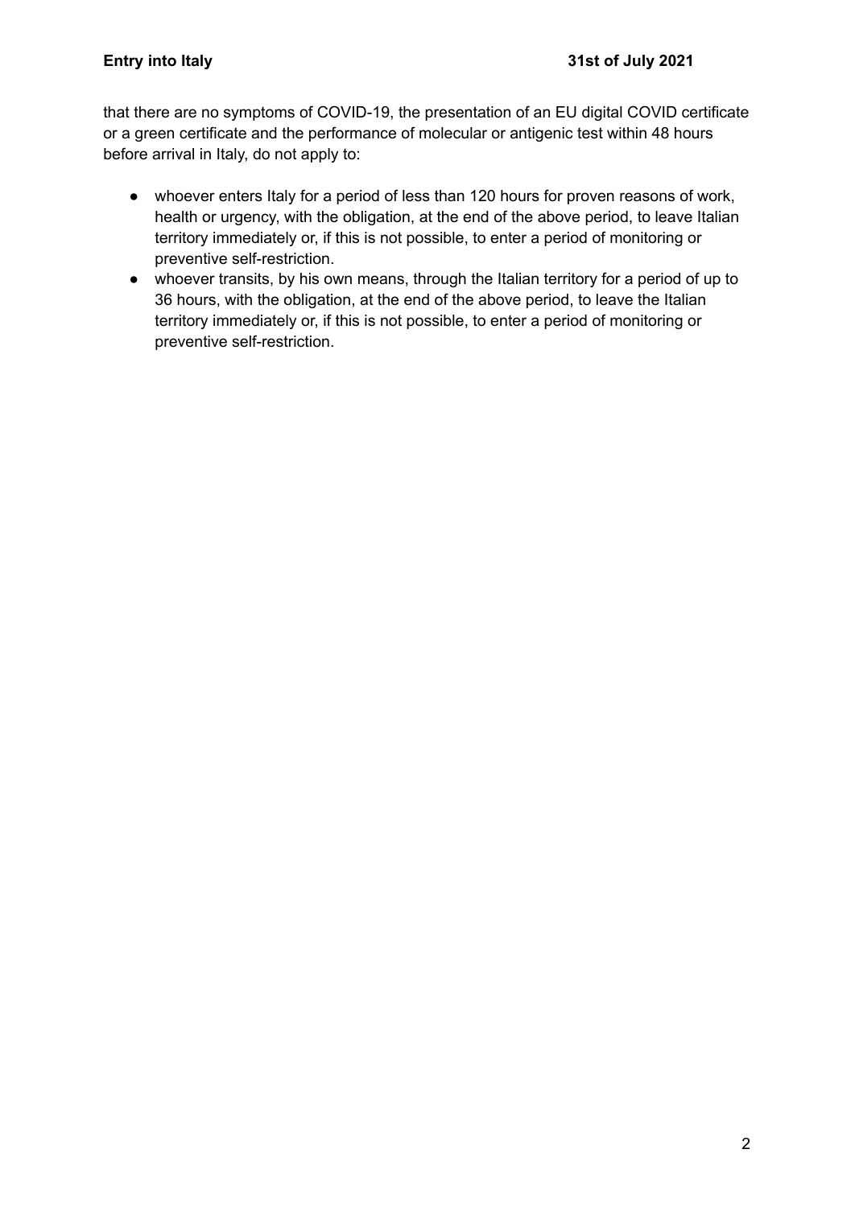that there are no symptoms of COVID-19, the presentation of an EU digital COVID certificate or a green certificate and the performance of molecular or antigenic test within 48 hours before arrival in Italy, do not apply to:

- whoever enters Italy for a period of less than 120 hours for proven reasons of work, health or urgency, with the obligation, at the end of the above period, to leave Italian territory immediately or, if this is not possible, to enter a period of monitoring or preventive self-restriction.
- whoever transits, by his own means, through the Italian territory for a period of up to 36 hours, with the obligation, at the end of the above period, to leave the Italian territory immediately or, if this is not possible, to enter a period of monitoring or preventive self-restriction.